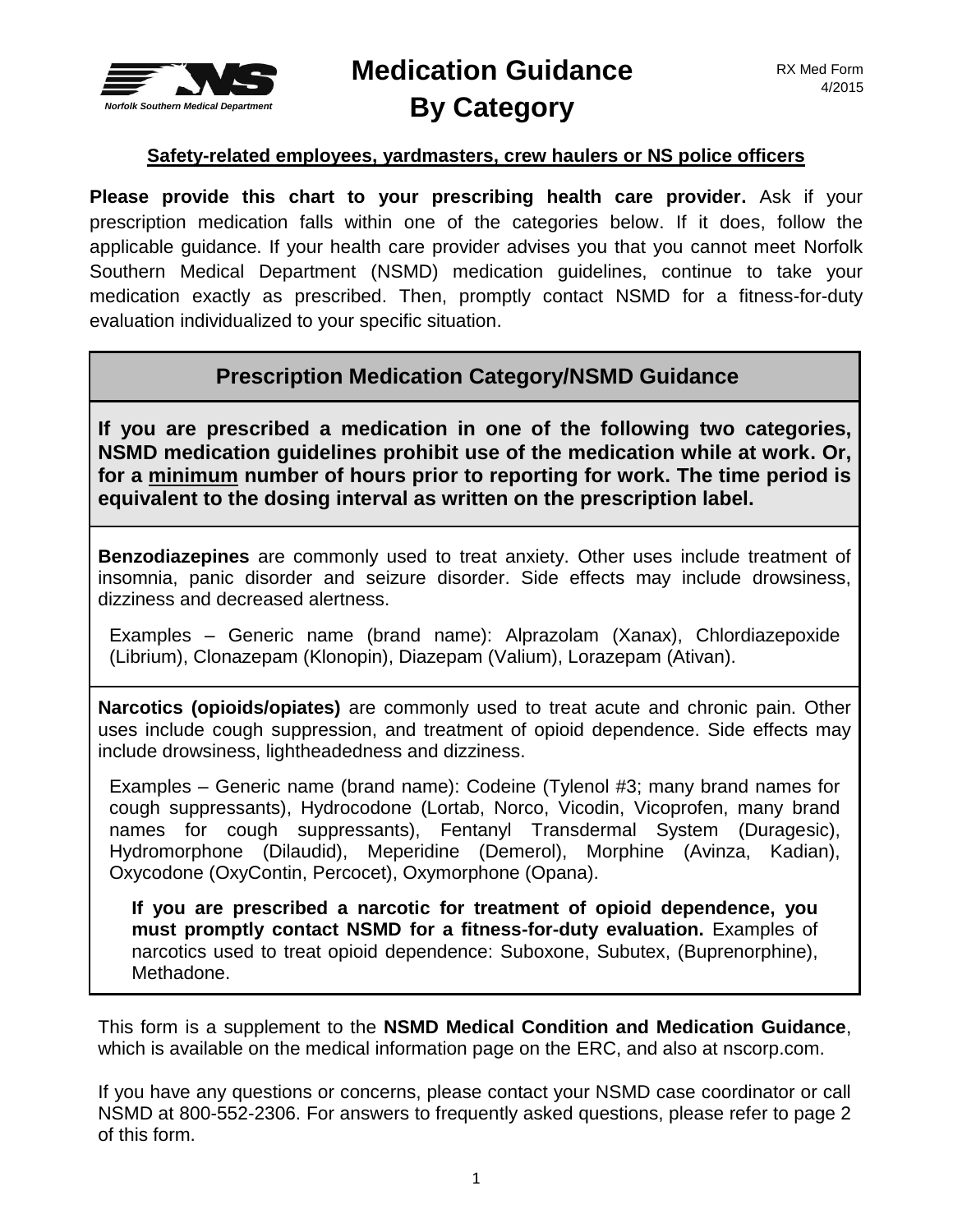Norfolk Southern Medical Department

# Medication Guidance By Category

RX Med Form 4/2015

**Safety-related employees, yardmasters, crew haulers or NS police officers**

**Please provide this chart to your prescribing health care provider.** Ask if your prescription medication falls within one of the categories below. If it does, follow the applicable guidance. If your health care provider advises you that you cannot meet Norfolk Southern Medical Department (NSMD) medication guidelines, continue to take your medication exactly as prescribed. Then, promptly contact NSMD for a fitness-for-duty evaluation individualized to your specific situation.

## Prescription Medication Category/NSMD Guidance

**If you are prescribed a medication in one of the following two categories, NSMD medication guidelines prohibit use of the medication while at work. Or, for a minimum number of hours prior to reporting for work. The time period is equivalent to the dosing interval as written on the prescription label.**

**Benzodiazepines** are commonly used to treat anxiety. Other uses include treatment of insomnia, panic disorder and seizure disorder. Side effects may include drowsiness, dizziness and decreased alertness.

Examples – Generic name (brand name): Alprazolam (Xanax), Chlordiazepoxide (Librium), Clonazepam (Klonopin), Diazepam (Valium), Lorazepam (Ativan).

**Narcotics (opioids/opiates)** are commonly used to treat acute and chronic pain. Other uses include cough suppression, and treatment of opioid dependence. Side effects may include drowsiness, lightheadedness and dizziness.

Examples – Generic name (brand name): Codeine (Tylenol #3; many brand names for cough suppressants), Hydrocodone (Lortab, Norco, Vicodin, Vicoprofen, many brand names for cough suppressants), Fentanyl Transdermal System (Duragesic), Hydromorphone (Dilaudid), Meperidine (Demerol), Morphine (Avinza, Kadian), Oxycodone (OxyContin, Percocet), Oxymorphone (Opana).

**If you are prescribed a narcotic for treatment of opioid dependence, you must promptly contact NSMD for a fitness-for-duty evaluation.** Examples of narcotics used to treat opioid dependence: Suboxone, Subutex, (Buprenorphine), Methadone.

This form is a supplement to the **NSMD Medical Condition and Medication Guidance**, which is available on the medical information page on the ERC, and also at nscorp.com.

If you have any questions or concerns, please contact your NSMD case coordinator or call NSMD at 800-552-2306. For answers to frequently asked questions, please refer to page 2 of this form.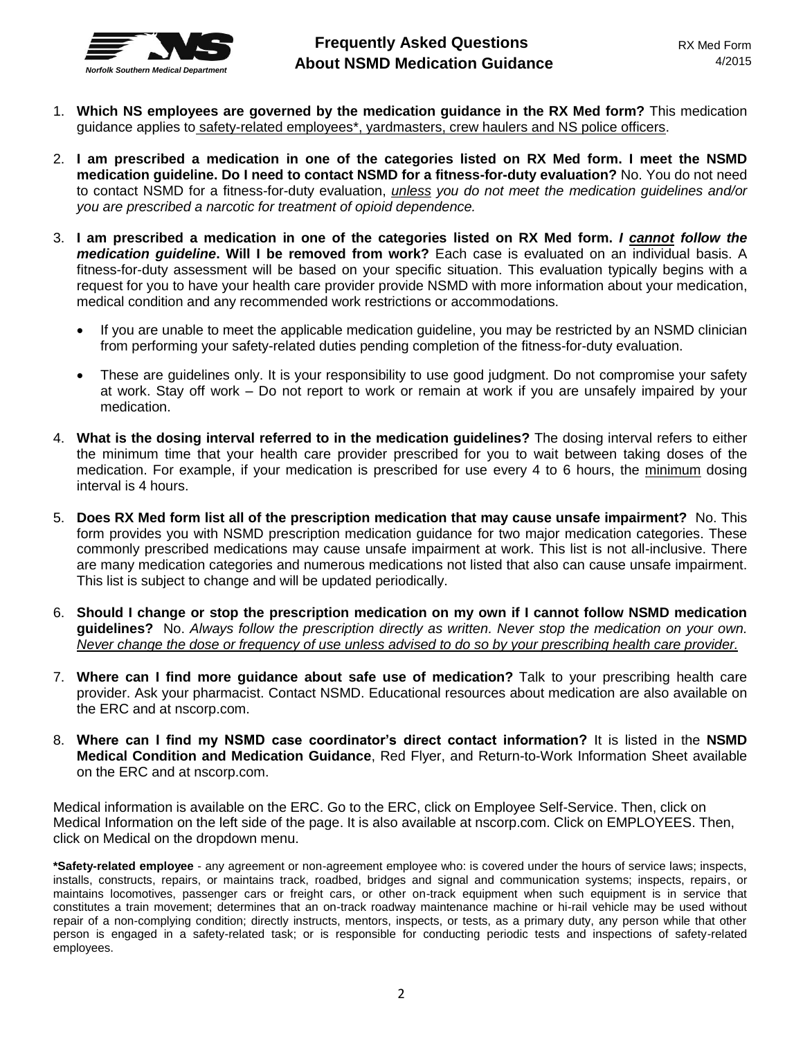Norfolk Southern Medical Department

# Frequently Asked Questions About NSMD Medication Guidance

RX Med Form
4/2015

1. **Which NS employees are governed by the medication guidance in the RX Med form?** This medication guidance applies to safety-related employees*, yardmasters, crew haulers and NS police officers.

2. **I am prescribed a medication in one of the categories listed on RX Med form. I meet the NSMD medication guideline. Do I need to contact NSMD for a fitness-for-duty evaluation?** No. You do not need to contact NSMD for a fitness-for-duty evaluation, *unless you do not meet the medication guidelines and/or you are prescribed a narcotic for treatment of opioid dependence.*

3. **I am prescribed a medication in one of the categories listed on RX Med form. *I cannot follow the medication guideline*. Will I be removed from work?** Each case is evaluated on an individual basis. A fitness-for-duty assessment will be based on your specific situation. This evaluation typically begins with a request for you to have your health care provider provide NSMD with more information about your medication, medical condition and any recommended work restrictions or accommodations.

   - If you are unable to meet the applicable medication guideline, you may be restricted by an NSMD clinician from performing your safety-related duties pending completion of the fitness-for-duty evaluation.
   - These are guidelines only. It is your responsibility to use good judgment. Do not compromise your safety at work. Stay off work – Do not report to work or remain at work if you are unsafely impaired by your medication.

4. **What is the dosing interval referred to in the medication guidelines?** The dosing interval refers to either the minimum time that your health care provider prescribed for you to wait between taking doses of the medication. For example, if your medication is prescribed for use every 4 to 6 hours, the minimum dosing interval is 4 hours.

5. **Does RX Med form list all of the prescription medication that may cause unsafe impairment?** No. This form provides you with NSMD prescription medication guidance for two major medication categories. These commonly prescribed medications may cause unsafe impairment at work. This list is not all-inclusive. There are many medication categories and numerous medications not listed that also can cause unsafe impairment. This list is subject to change and will be updated periodically.

6. **Should I change or stop the prescription medication on my own if I cannot follow NSMD medication guidelines?** No. *Always follow the prescription directly as written. Never stop the medication on your own. Never change the dose or frequency of use unless advised to do so by your prescribing health care provider.*

7. **Where can I find more guidance about safe use of medication?** Talk to your prescribing health care provider. Ask your pharmacist. Contact NSMD. Educational resources about medication are also available on the ERC and at nscorp.com.

8. **Where can I find my NSMD case coordinator's direct contact information?** It is listed in the **NSMD Medical Condition and Medication Guidance**, Red Flyer, and Return-to-Work Information Sheet available on the ERC and at nscorp.com.

Medical information is available on the ERC. Go to the ERC, click on Employee Self-Service. Then, click on Medical Information on the left side of the page. It is also available at nscorp.com. Click on EMPLOYEES. Then, click on Medical on the dropdown menu.

**\*Safety-related employee** - any agreement or non-agreement employee who: is covered under the hours of service laws; inspects, installs, constructs, repairs, or maintains track, roadbed, bridges and signal and communication systems; inspects, repairs, or maintains locomotives, passenger cars or freight cars, or other on-track equipment when such equipment is in service that constitutes a train movement; determines that an on-track roadway maintenance machine or hi-rail vehicle may be used without repair of a non-complying condition; directly instructs, mentors, inspects, or tests, as a primary duty, any person while that other person is engaged in a safety-related task; or is responsible for conducting periodic tests and inspections of safety-related employees.